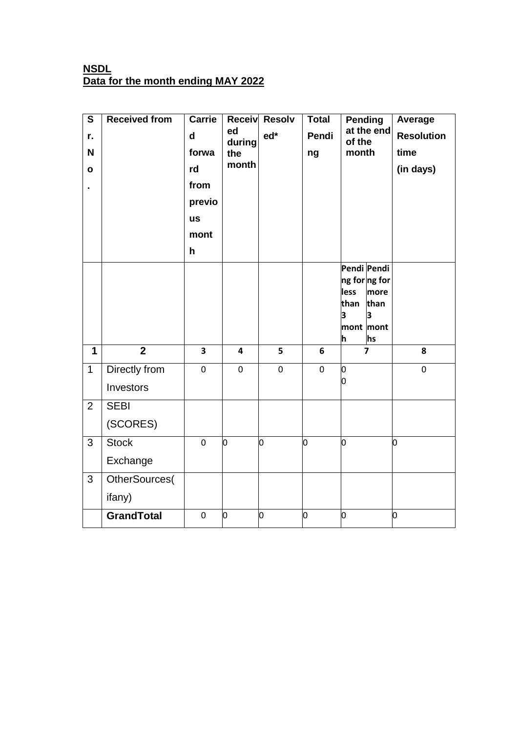**NSDL**
**Data for the month ending MAY 2022**

| Sr. No. | Received from | Carried forward from previous month | Received during the month | Resolved* | Total Pending | Pending at the end of the month | | Average Resolution time (in days) |
|---|---|---|---|---|---|---|---|---|
| | | | | | | Pending for less than 3 month | Pending for more than 3 months | |
| 1 | 2 | 3 | 4 | 5 | 6 | 7 | | 8 |
| 1 | Directly from Investors | 0 | 0 | 0 | 0 | 0<br>0 | | 0 |
| 2 | SEBI (SCORES) | | | | | | | |
| 3 | Stock Exchange | 0 | 0 | 0 | 0 | 0 | | 0 |
| 3 | OtherSources(ifany) | | | | | | | |
| | **GrandTotal** | 0 | 0 | 0 | 0 | 0 | | 0 |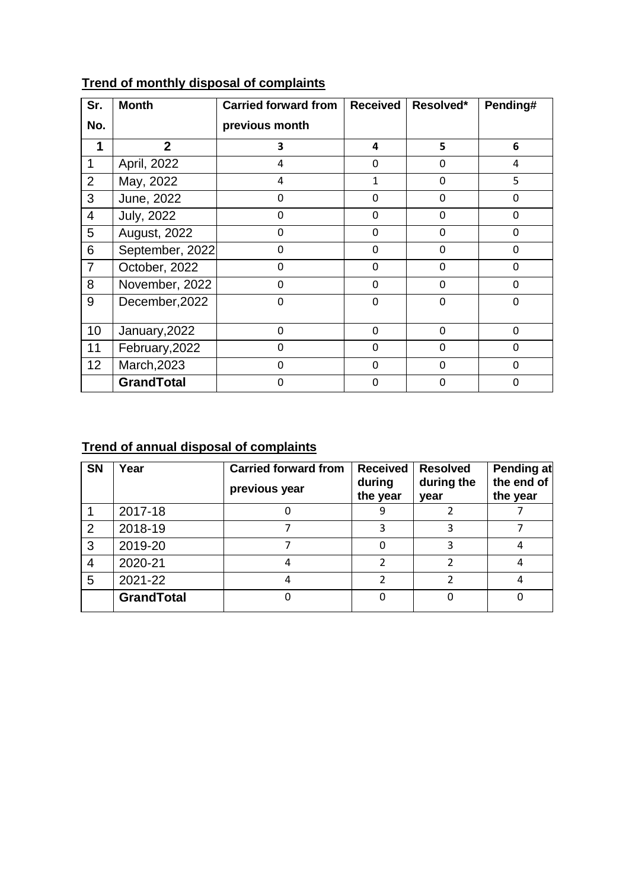**Trend of monthly disposal of complaints**

| Sr. No. | Month | Carried forward from previous month | Received | Resolved* | Pending# |
|---|---|---|---|---|---|
| 1 | 2 | 3 | 4 | 5 | 6 |
| 1 | April, 2022 | 4 | 0 | 0 | 4 |
| 2 | May, 2022 | 4 | 1 | 0 | 5 |
| 3 | June, 2022 | 0 | 0 | 0 | 0 |
| 4 | July, 2022 | 0 | 0 | 0 | 0 |
| 5 | August, 2022 | 0 | 0 | 0 | 0 |
| 6 | September, 2022 | 0 | 0 | 0 | 0 |
| 7 | October, 2022 | 0 | 0 | 0 | 0 |
| 8 | November, 2022 | 0 | 0 | 0 | 0 |
| 9 | December,2022 | 0 | 0 | 0 | 0 |
| 10 | January,2022 | 0 | 0 | 0 | 0 |
| 11 | February,2022 | 0 | 0 | 0 | 0 |
| 12 | March,2023 | 0 | 0 | 0 | 0 |
| | **GrandTotal** | 0 | 0 | 0 | 0 |

**Trend of annual disposal of complaints**

| SN | Year | Carried forward from previous year | Received during the year | Resolved during the year | Pending at the end of the year |
|---|---|---|---|---|---|
| 1 | 2017-18 | 0 | 9 | 2 | 7 |
| 2 | 2018-19 | 7 | 3 | 3 | 7 |
| 3 | 2019-20 | 7 | 0 | 3 | 4 |
| 4 | 2020-21 | 4 | 2 | 2 | 4 |
| 5 | 2021-22 | 4 | 2 | 2 | 4 |
| | **GrandTotal** | 0 | 0 | 0 | 0 |